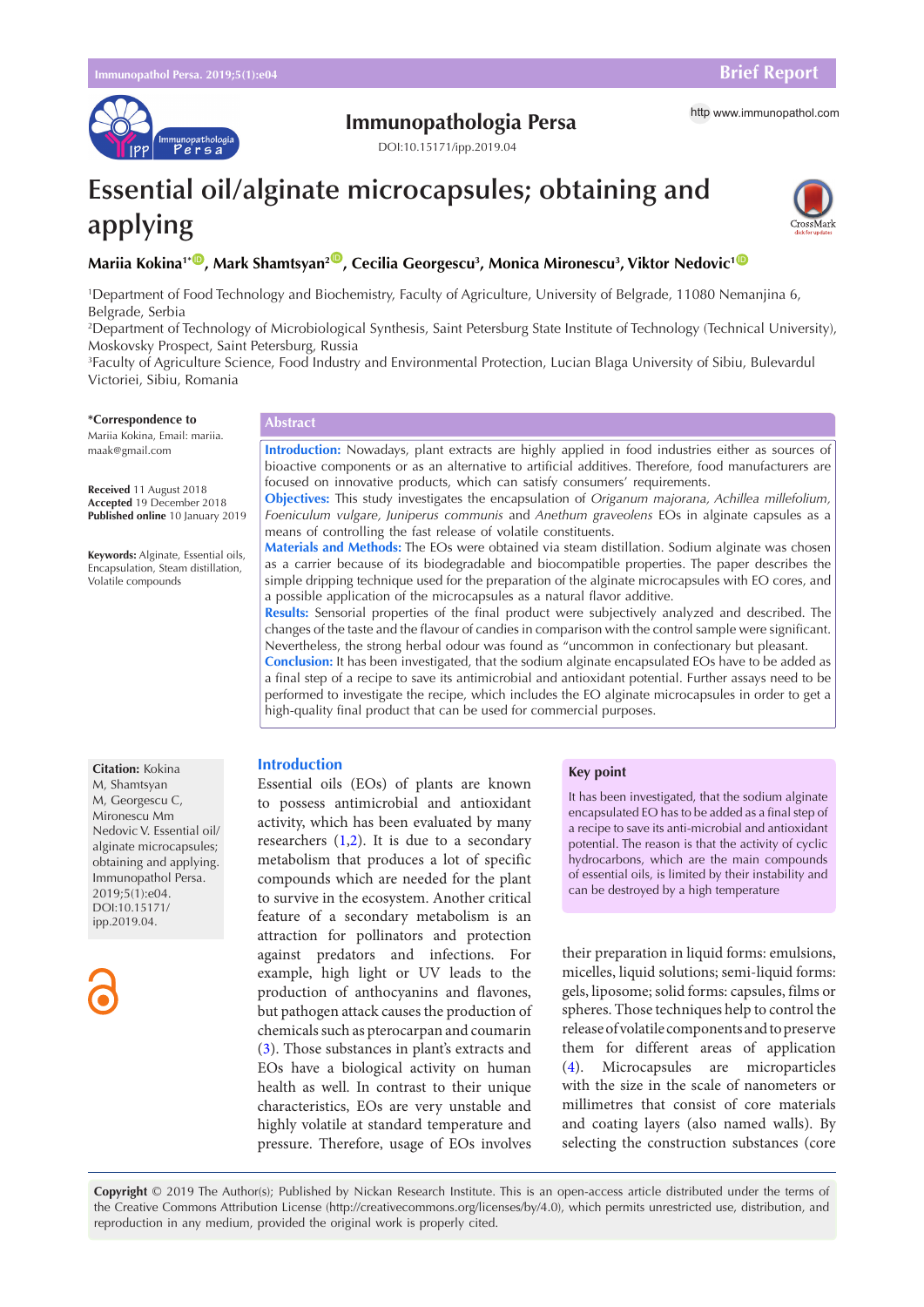# Essential oil/alginate microcapsules; obtaining and applying

**Mariia Kokina[1*], Mark Shamtsyan[2], Cecilia Georgescu[3], Monica Mironescu[3], Viktor Nedovic[1]**

[1]Department of Food Technology and Biochemistry, Faculty of Agriculture, University of Belgrade, 11080 Nemanjina 6, Belgrade, Serbia
[2]Department of Technology of Microbiological Synthesis, Saint Petersburg State Institute of Technology (Technical University), Moskovsky Prospect, Saint Petersburg, Russia
[3]Faculty of Agriculture Science, Food Industry and Environmental Protection, Lucian Blaga University of Sibiu, Bulevardul Victoriei, Sibiu, Romania

**\*Correspondence to**
Mariia Kokina, Email: mariia.maak@gmail.com

**Received** 11 August 2018
**Accepted** 19 December 2018
**Published online** 10 January 2019

**Keywords:** Alginate, Essential oils, Encapsulation, Steam distillation, Volatile compounds

## Abstract

**Introduction:** Nowadays, plant extracts are highly applied in food industries either as sources of bioactive components or as an alternative to artificial additives. Therefore, food manufacturers are focused on innovative products, which can satisfy consumers' requirements.
**Objectives:** This study investigates the encapsulation of *Origanum majorana, Achillea millefolium, Foeniculum vulgare, Juniperus communis* and *Anethum graveolens* EOs in alginate capsules as a means of controlling the fast release of volatile constituents.
**Materials and Methods:** The EOs were obtained via steam distillation. Sodium alginate was chosen as a carrier because of its biodegradable and biocompatible properties. The paper describes the simple dripping technique used for the preparation of the alginate microcapsules with EO cores, and a possible application of the microcapsules as a natural flavor additive.
**Results:** Sensorial properties of the final product were subjectively analyzed and described. The changes of the taste and the flavour of candies in comparison with the control sample were significant. Nevertheless, the strong herbal odour was found as "uncommon in confectionary but pleasant.
**Conclusion:** It has been investigated, that the sodium alginate encapsulated EOs have to be added as a final step of a recipe to save its antimicrobial and antioxidant potential. Further assays need to be performed to investigate the recipe, which includes the EO alginate microcapsules in order to get a high-quality final product that can be used for commercial purposes.

**Citation:** Kokina M, Shamtsyan M, Georgescu C, Mironescu Mm Nedovic V. Essential oil/alginate microcapsules; obtaining and applying. Immunopathol Persa. 2019;5(1):e04. DOI:10.15171/ipp.2019.04.

## Introduction

Essential oils (EOs) of plants are known to possess antimicrobial and antioxidant activity, which has been evaluated by many researchers (1,2). It is due to a secondary metabolism that produces a lot of specific compounds which are needed for the plant to survive in the ecosystem. Another critical feature of a secondary metabolism is an attraction for pollinators and protection against predators and infections. For example, high light or UV leads to the production of anthocyanins and flavones, but pathogen attack causes the production of chemicals such as pterocarpan and coumarin (3). Those substances in plant's extracts and EOs have a biological activity on human health as well. In contrast to their unique characteristics, EOs are very unstable and highly volatile at standard temperature and pressure. Therefore, usage of EOs involves their preparation in liquid forms: emulsions, micelles, liquid solutions; semi-liquid forms: gels, liposome; solid forms: capsules, films or spheres. Those techniques help to control the release of volatile components and to preserve them for different areas of application (4). Microcapsules are microparticles with the size in the scale of nanometers or millimetres that consist of core materials and coating layers (also named walls). By selecting the construction substances (core

**Key point**

It has been investigated, that the sodium alginate encapsulated EO has to be added as a final step of a recipe to save its anti-microbial and antioxidant potential. The reason is that the activity of cyclic hydrocarbons, which are the main compounds of essential oils, is limited by their instability and can be destroyed by a high temperature

**Copyright** © 2019 The Author(s); Published by Nickan Research Institute. This is an open-access article distributed under the terms of the Creative Commons Attribution License (http://creativecommons.org/licenses/by/4.0), which permits unrestricted use, distribution, and reproduction in any medium, provided the original work is properly cited.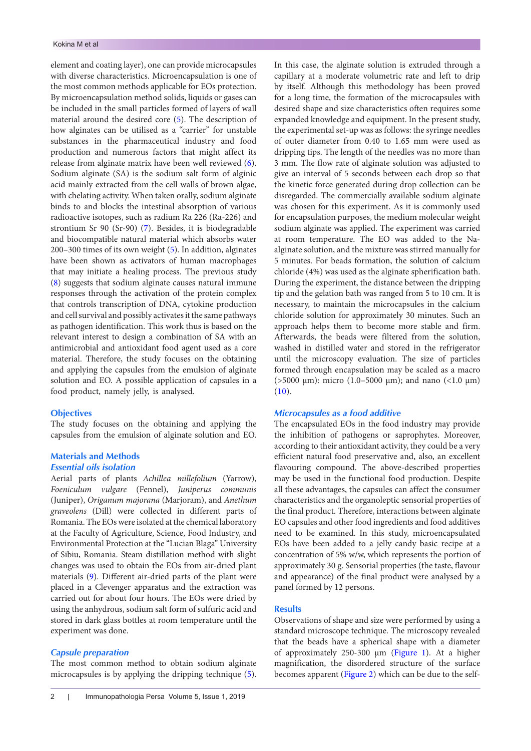element and coating layer), one can provide microcapsules with diverse characteristics. Microencapsulation is one of the most common methods applicable for EOs protection. By microencapsulation method solids, liquids or gases can be included in the small particles formed of layers of wall material around the desired core (5). The description of how alginates can be utilised as a "carrier" for unstable substances in the pharmaceutical industry and food production and numerous factors that might affect its release from alginate matrix have been well reviewed (6). Sodium alginate (SA) is the sodium salt form of alginic acid mainly extracted from the cell walls of brown algae, with chelating activity. When taken orally, sodium alginate binds to and blocks the intestinal absorption of various radioactive isotopes, such as radium Ra 226 (Ra-226) and strontium Sr 90 (Sr-90) (7). Besides, it is biodegradable and biocompatible natural material which absorbs water 200–300 times of its own weight (5). In addition, alginates have been shown as activators of human macrophages that may initiate a healing process. The previous study (8) suggests that sodium alginate causes natural immune responses through the activation of the protein complex that controls transcription of DNA, cytokine production and cell survival and possibly activates it the same pathways as pathogen identification. This work thus is based on the relevant interest to design a combination of SA with an antimicrobial and antioxidant food agent used as a core material. Therefore, the study focuses on the obtaining and applying the capsules from the emulsion of alginate solution and EO. A possible application of capsules in a food product, namely jelly, is analysed.

## Objectives

The study focuses on the obtaining and applying the capsules from the emulsion of alginate solution and EO.

## Materials and Methods

### *Essential oils isolation*

Aerial parts of plants *Achillea millefolium* (Yarrow), *Foeniculum vulgare* (Fennel), *Juniperus communis* (Juniper), *Origanum majorana* (Marjoram), and *Anethum graveolens* (Dill) were collected in different parts of Romania. The EOs were isolated at the chemical laboratory at the Faculty of Agriculture, Science, Food Industry, and Environmental Protection at the "Lucian Blaga" University of Sibiu, Romania. Steam distillation method with slight changes was used to obtain the EOs from air-dried plant materials (9). Different air-dried parts of the plant were placed in a Clevenger apparatus and the extraction was carried out for about four hours. The EOs were dried by using the anhydrous, sodium salt form of sulfuric acid and stored in dark glass bottles at room temperature until the experiment was done.

### *Capsule preparation*

The most common method to obtain sodium alginate microcapsules is by applying the dripping technique (5). In this case, the alginate solution is extruded through a capillary at a moderate volumetric rate and left to drip by itself. Although this methodology has been proved for a long time, the formation of the microcapsules with desired shape and size characteristics often requires some expanded knowledge and equipment. In the present study, the experimental set-up was as follows: the syringe needles of outer diameter from 0.40 to 1.65 mm were used as dripping tips. The length of the needles was no more than 3 mm. The flow rate of alginate solution was adjusted to give an interval of 5 seconds between each drop so that the kinetic force generated during drop collection can be disregarded. The commercially available sodium alginate was chosen for this experiment. As it is commonly used for encapsulation purposes, the medium molecular weight sodium alginate was applied. The experiment was carried at room temperature. The EO was added to the Na-alginate solution, and the mixture was stirred manually for 5 minutes. For beads formation, the solution of calcium chloride (4%) was used as the alginate spherification bath. During the experiment, the distance between the dripping tip and the gelation bath was ranged from 5 to 10 cm. It is necessary, to maintain the microcapsules in the calcium chloride solution for approximately 30 minutes. Such an approach helps them to become more stable and firm. Afterwards, the beads were filtered from the solution, washed in distilled water and stored in the refrigerator until the microscopy evaluation. The size of particles formed through encapsulation may be scaled as a macro (>5000 µm): micro (1.0–5000 µm); and nano (<1.0 µm) (10).

### *Microcapsules as a food additive*

The encapsulated EOs in the food industry may provide the inhibition of pathogens or saprophytes. Moreover, according to their antioxidant activity, they could be a very efficient natural food preservative and, also, an excellent flavouring compound. The above-described properties may be used in the functional food production. Despite all these advantages, the capsules can affect the consumer characteristics and the organoleptic sensorial properties of the final product. Therefore, interactions between alginate EO capsules and other food ingredients and food additives need to be examined. In this study, microencapsulated EOs have been added to a jelly candy basic recipe at a concentration of 5% w/w, which represents the portion of approximately 30 g. Sensorial properties (the taste, flavour and appearance) of the final product were analysed by a panel formed by 12 persons.

## Results

Observations of shape and size were performed by using a standard microscope technique. The microscopy revealed that the beads have a spherical shape with a diameter of approximately 250-300 µm (Figure 1). At a higher magnification, the disordered structure of the surface becomes apparent (Figure 2) which can be due to the self-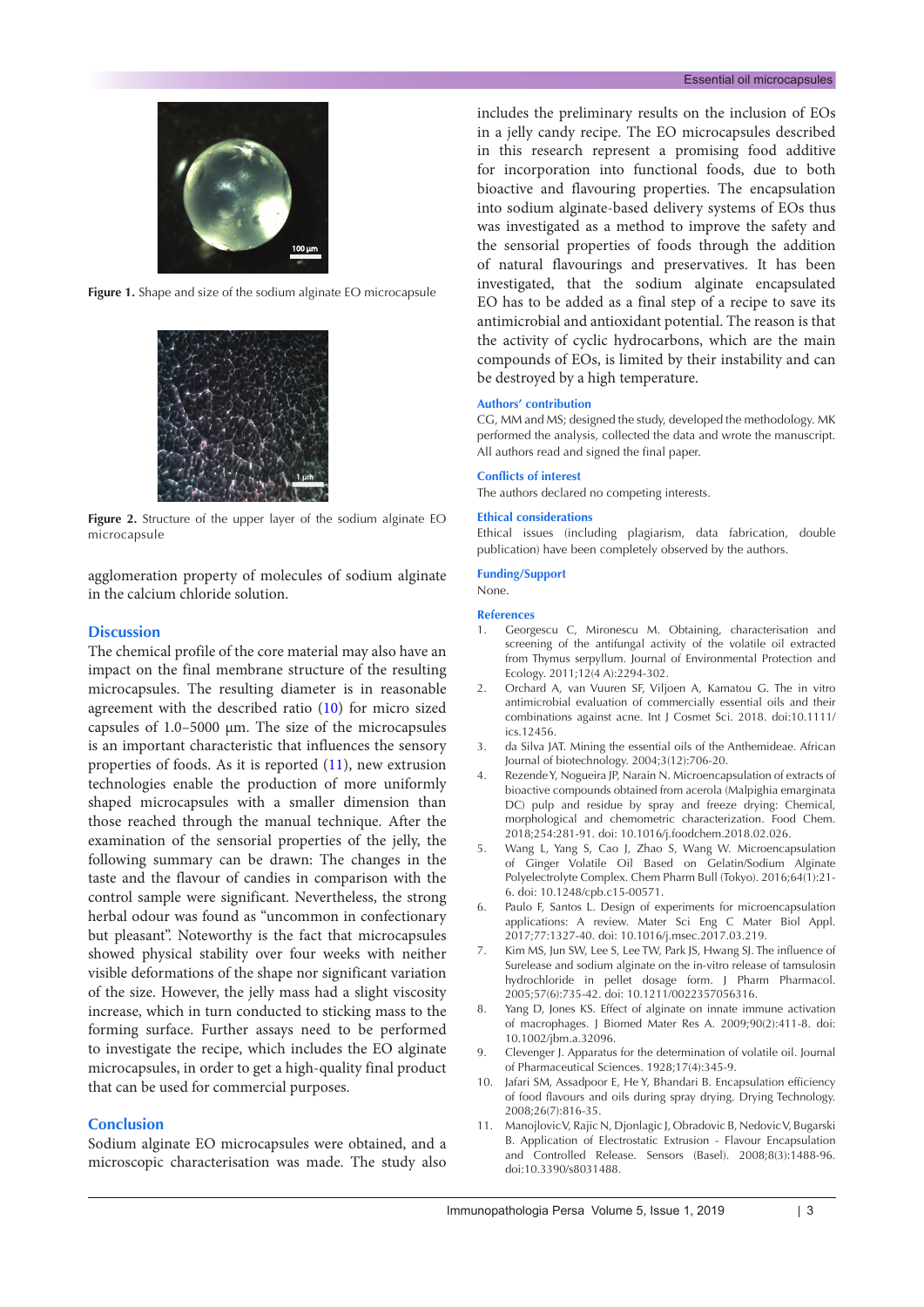Figure 1. Shape and size of the sodium alginate EO microcapsule

Figure 2. Structure of the upper layer of the sodium alginate EO microcapsule

agglomeration property of molecules of sodium alginate in the calcium chloride solution.

## Discussion

The chemical profile of the core material may also have an impact on the final membrane structure of the resulting microcapsules. The resulting diameter is in reasonable agreement with the described ratio (10) for micro sized capsules of 1.0–5000 μm. The size of the microcapsules is an important characteristic that influences the sensory properties of foods. As it is reported (11), new extrusion technologies enable the production of more uniformly shaped microcapsules with a smaller dimension than those reached through the manual technique. After the examination of the sensorial properties of the jelly, the following summary can be drawn: The changes in the taste and the flavour of candies in comparison with the control sample were significant. Nevertheless, the strong herbal odour was found as "uncommon in confectionary but pleasant". Noteworthy is the fact that microcapsules showed physical stability over four weeks with neither visible deformations of the shape nor significant variation of the size. However, the jelly mass had a slight viscosity increase, which in turn conducted to sticking mass to the forming surface. Further assays need to be performed to investigate the recipe, which includes the EO alginate microcapsules, in order to get a high-quality final product that can be used for commercial purposes.

## Conclusion

Sodium alginate EO microcapsules were obtained, and a microscopic characterisation was made. The study also includes the preliminary results on the inclusion of EOs in a jelly candy recipe. The EO microcapsules described in this research represent a promising food additive for incorporation into functional foods, due to both bioactive and flavouring properties. The encapsulation into sodium alginate-based delivery systems of EOs thus was investigated as a method to improve the safety and the sensorial properties of foods through the addition of natural flavourings and preservatives. It has been investigated, that the sodium alginate encapsulated EO has to be added as a final step of a recipe to save its antimicrobial and antioxidant potential. The reason is that the activity of cyclic hydrocarbons, which are the main compounds of EOs, is limited by their instability and can be destroyed by a high temperature.

### Authors' contribution

CG, MM and MS; designed the study, developed the methodology. MK performed the analysis, collected the data and wrote the manuscript. All authors read and signed the final paper.

### Conflicts of interest

The authors declared no competing interests.

### Ethical considerations

Ethical issues (including plagiarism, data fabrication, double publication) have been completely observed by the authors.

### Funding/Support

None.

### References

1. Georgescu C, Mironescu M. Obtaining, characterisation and screening of the antifungal activity of the volatile oil extracted from Thymus serpyllum. Journal of Environmental Protection and Ecology. 2011;12(4 A):2294-302.
2. Orchard A, van Vuuren SF, Viljoen A, Kamatou G. The in vitro antimicrobial evaluation of commercially essential oils and their combinations against acne. Int J Cosmet Sci. 2018. doi:10.1111/ics.12456.
3. da Silva JAT. Mining the essential oils of the Anthemideae. African Journal of biotechnology. 2004;3(12):706-20.
4. Rezende Y, Nogueira JP, Narain N. Microencapsulation of extracts of bioactive compounds obtained from acerola (Malpighia emarginata DC) pulp and residue by spray and freeze drying: Chemical, morphological and chemometric characterization. Food Chem. 2018;254:281-91. doi: 10.1016/j.foodchem.2018.02.026.
5. Wang L, Yang S, Cao J, Zhao S, Wang W. Microencapsulation of Ginger Volatile Oil Based on Gelatin/Sodium Alginate Polyelectrolyte Complex. Chem Pharm Bull (Tokyo). 2016;64(1):21-6. doi: 10.1248/cpb.c15-00571.
6. Paulo F, Santos L. Design of experiments for microencapsulation applications: A review. Mater Sci Eng C Mater Biol Appl. 2017;77:1327-40. doi: 10.1016/j.msec.2017.03.219.
7. Kim MS, Jun SW, Lee S, Lee TW, Park JS, Hwang SJ. The influence of Surelease and sodium alginate on the in-vitro release of tamsulosin hydrochloride in pellet dosage form. J Pharm Pharmacol. 2005;57(6):735-42. doi: 10.1211/0022357056316.
8. Yang D, Jones KS. Effect of alginate on innate immune activation of macrophages. J Biomed Mater Res A. 2009;90(2):411-8. doi: 10.1002/jbm.a.32096.
9. Clevenger J. Apparatus for the determination of volatile oil. Journal of Pharmaceutical Sciences. 1928;17(4):345-9.
10. Jafari SM, Assadpoor E, He Y, Bhandari B. Encapsulation efficiency of food flavours and oils during spray drying. Drying Technology. 2008;26(7):816-35.
11. Manojlovic V, Rajic N, Djonlagic J, Obradovic B, Nedovic V, Bugarski B. Application of Electrostatic Extrusion - Flavour Encapsulation and Controlled Release. Sensors (Basel). 2008;8(3):1488-96. doi:10.3390/s8031488.